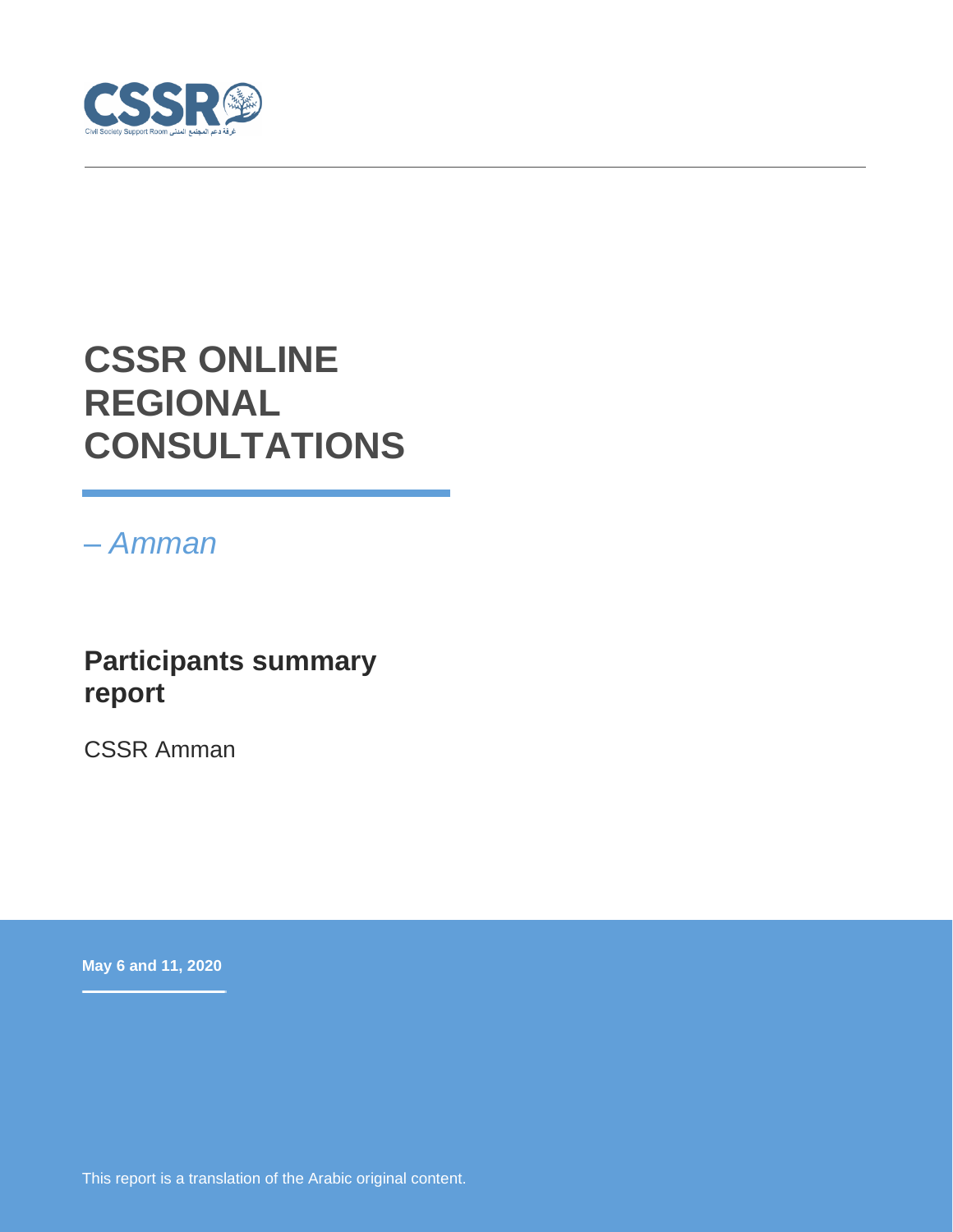# CSSR ONLINE REGIONAL CONSULTATIONS

*– Amman*

## Participants summary report

CSSR Amman

**May 6 and 11, 2020**

This report is a translation of the Arabic original content.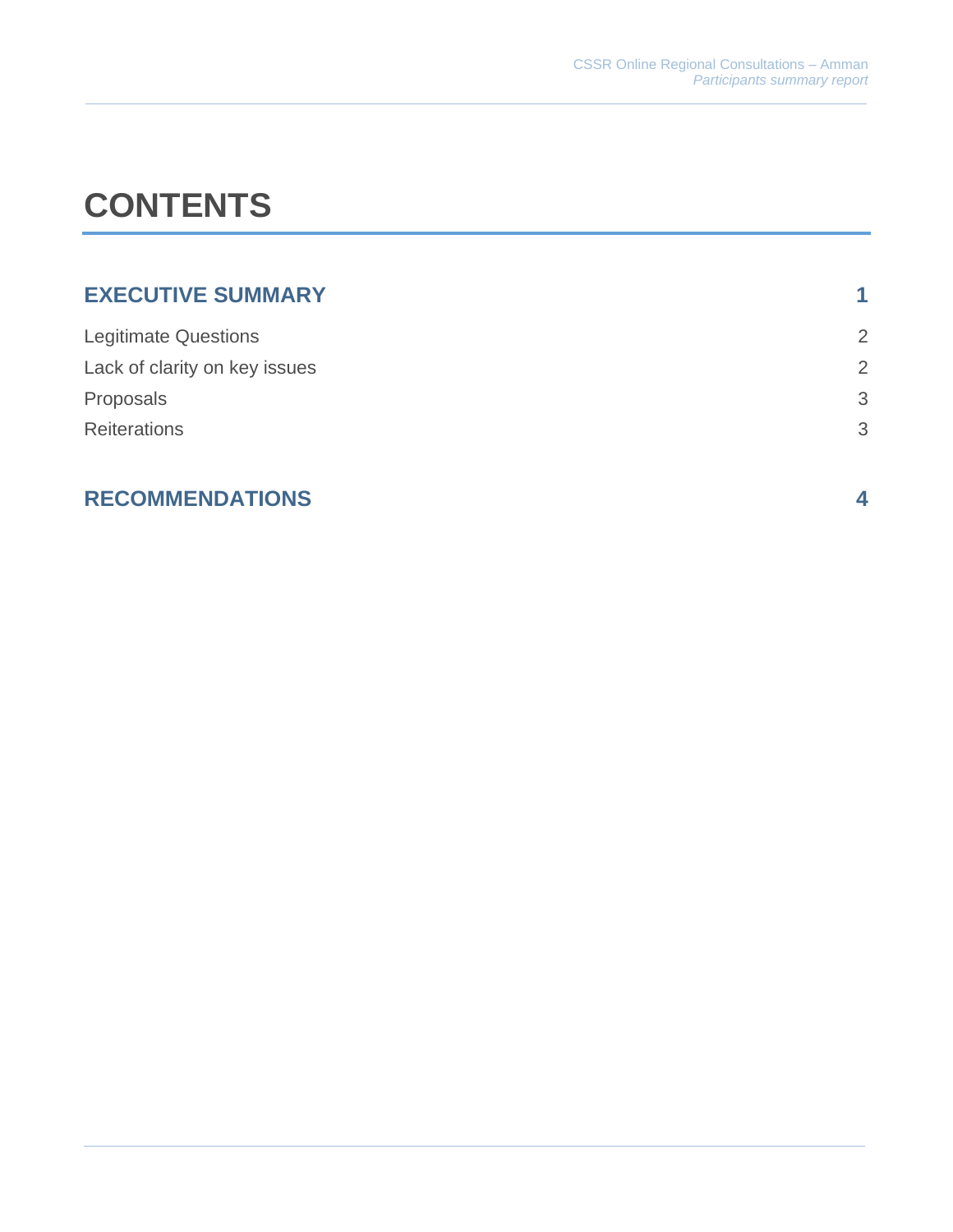# CONTENTS

| | |
|---|---|
| **EXECUTIVE SUMMARY** | **1** |
| Legitimate Questions | 2 |
| Lack of clarity on key issues | 2 |
| Proposals | 3 |
| Reiterations | 3 |
| **RECOMMENDATIONS** | **4** |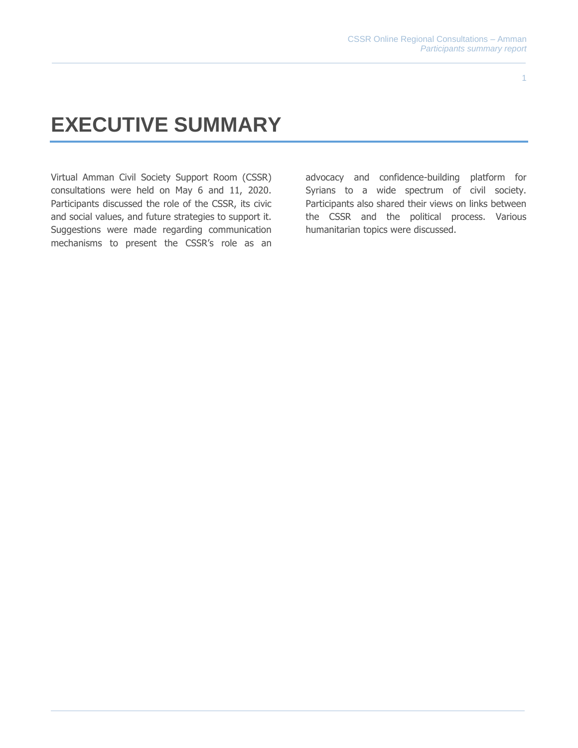# EXECUTIVE SUMMARY

Virtual Amman Civil Society Support Room (CSSR) consultations were held on May 6 and 11, 2020. Participants discussed the role of the CSSR, its civic and social values, and future strategies to support it. Suggestions were made regarding communication mechanisms to present the CSSR's role as an advocacy and confidence-building platform for Syrians to a wide spectrum of civil society. Participants also shared their views on links between the CSSR and the political process. Various humanitarian topics were discussed.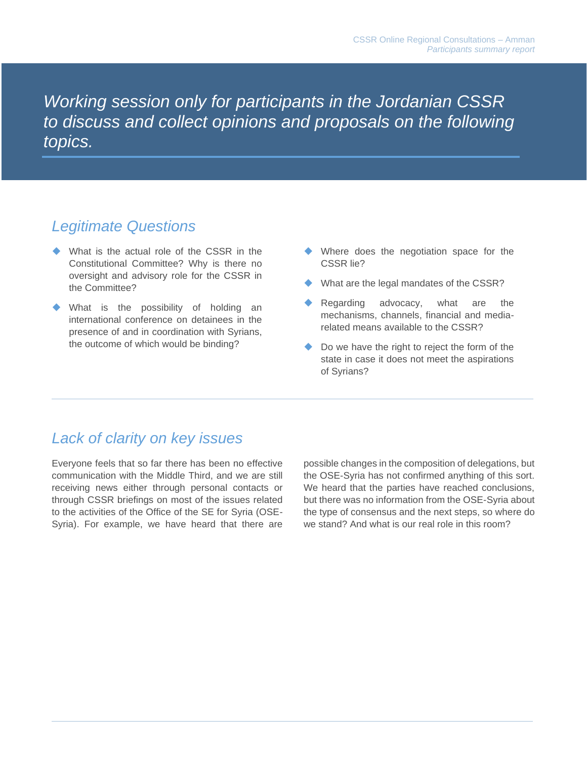# *Working session only for participants in the Jordanian CSSR to discuss and collect opinions and proposals on the following topics.*

## *Legitimate Questions*

- What is the actual role of the CSSR in the Constitutional Committee? Why is there no oversight and advisory role for the CSSR in the Committee?
- What is the possibility of holding an international conference on detainees in the presence of and in coordination with Syrians, the outcome of which would be binding?
- Where does the negotiation space for the CSSR lie?
- What are the legal mandates of the CSSR?
- Regarding advocacy, what are the mechanisms, channels, financial and media-related means available to the CSSR?
- Do we have the right to reject the form of the state in case it does not meet the aspirations of Syrians?

## *Lack of clarity on key issues*

Everyone feels that so far there has been no effective communication with the Middle Third, and we are still receiving news either through personal contacts or through CSSR briefings on most of the issues related to the activities of the Office of the SE for Syria (OSE-Syria). For example, we have heard that there are possible changes in the composition of delegations, but the OSE-Syria has not confirmed anything of this sort. We heard that the parties have reached conclusions, but there was no information from the OSE-Syria about the type of consensus and the next steps, so where do we stand? And what is our real role in this room?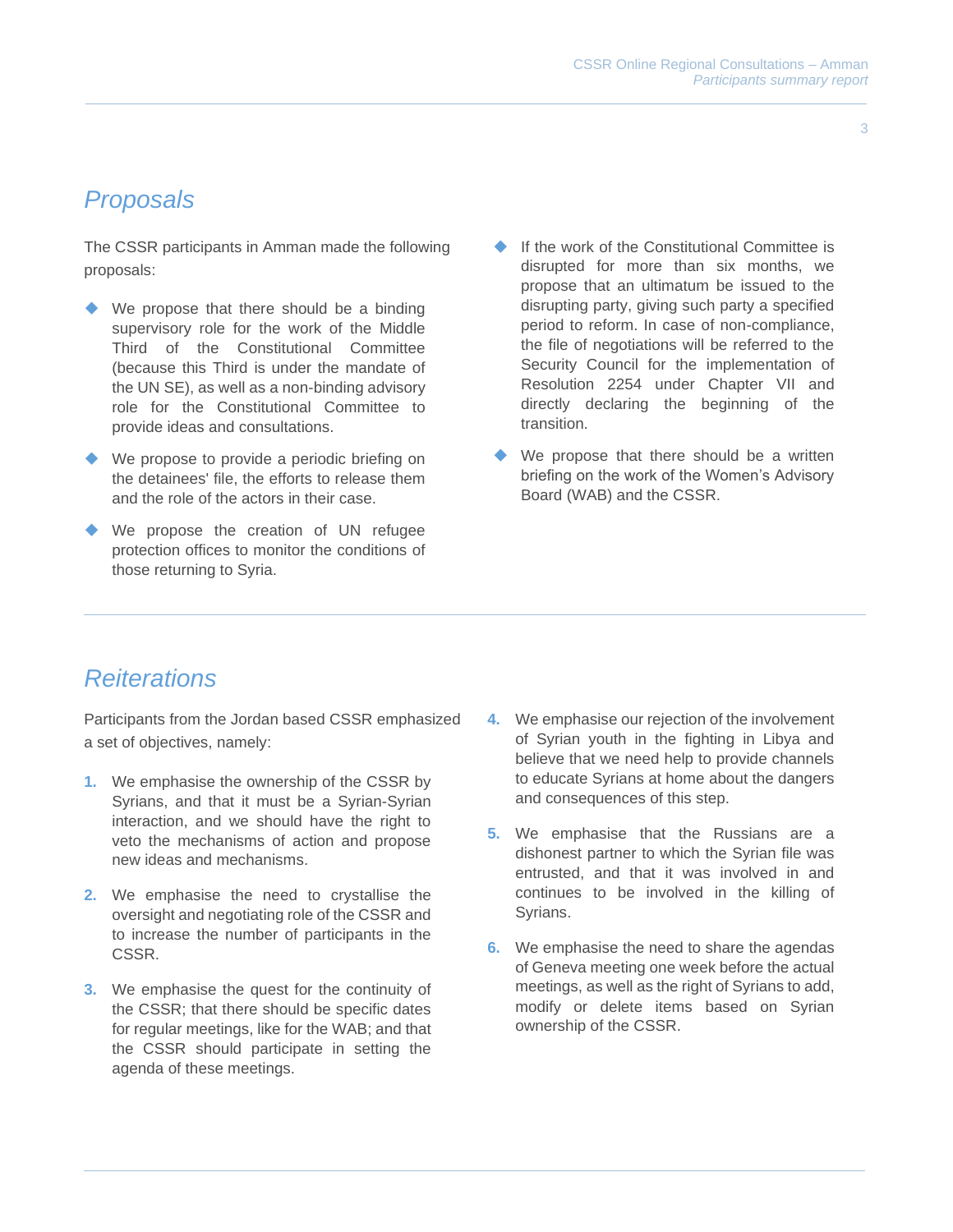## Proposals

The CSSR participants in Amman made the following proposals:

- We propose that there should be a binding supervisory role for the work of the Middle Third of the Constitutional Committee (because this Third is under the mandate of the UN SE), as well as a non-binding advisory role for the Constitutional Committee to provide ideas and consultations.
- We propose to provide a periodic briefing on the detainees' file, the efforts to release them and the role of the actors in their case.
- We propose the creation of UN refugee protection offices to monitor the conditions of those returning to Syria.
- If the work of the Constitutional Committee is disrupted for more than six months, we propose that an ultimatum be issued to the disrupting party, giving such party a specified period to reform. In case of non-compliance, the file of negotiations will be referred to the Security Council for the implementation of Resolution 2254 under Chapter VII and directly declaring the beginning of the transition.
- We propose that there should be a written briefing on the work of the Women's Advisory Board (WAB) and the CSSR.

## Reiterations

Participants from the Jordan based CSSR emphasized a set of objectives, namely:

1. We emphasise the ownership of the CSSR by Syrians, and that it must be a Syrian-Syrian interaction, and we should have the right to veto the mechanisms of action and propose new ideas and mechanisms.
2. We emphasise the need to crystallise the oversight and negotiating role of the CSSR and to increase the number of participants in the CSSR.
3. We emphasise the quest for the continuity of the CSSR; that there should be specific dates for regular meetings, like for the WAB; and that the CSSR should participate in setting the agenda of these meetings.
4. We emphasise our rejection of the involvement of Syrian youth in the fighting in Libya and believe that we need help to provide channels to educate Syrians at home about the dangers and consequences of this step.
5. We emphasise that the Russians are a dishonest partner to which the Syrian file was entrusted, and that it was involved in and continues to be involved in the killing of Syrians.
6. We emphasise the need to share the agendas of Geneva meeting one week before the actual meetings, as well as the right of Syrians to add, modify or delete items based on Syrian ownership of the CSSR.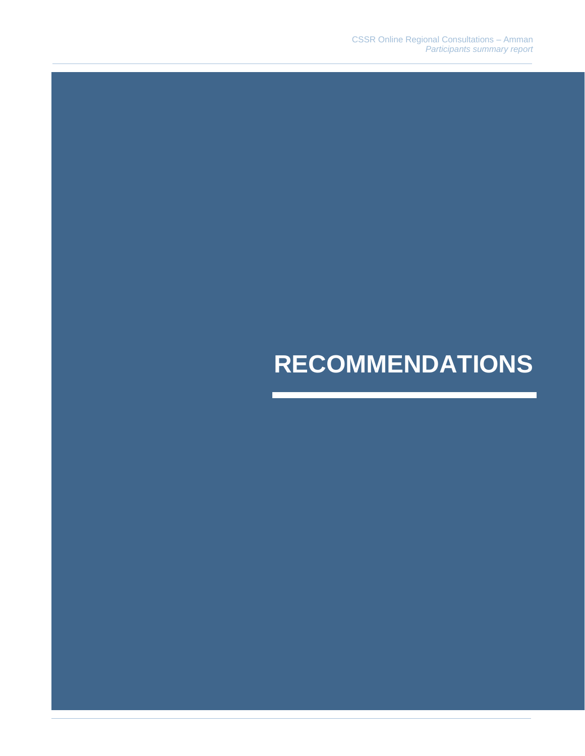# RECOMMENDATIONS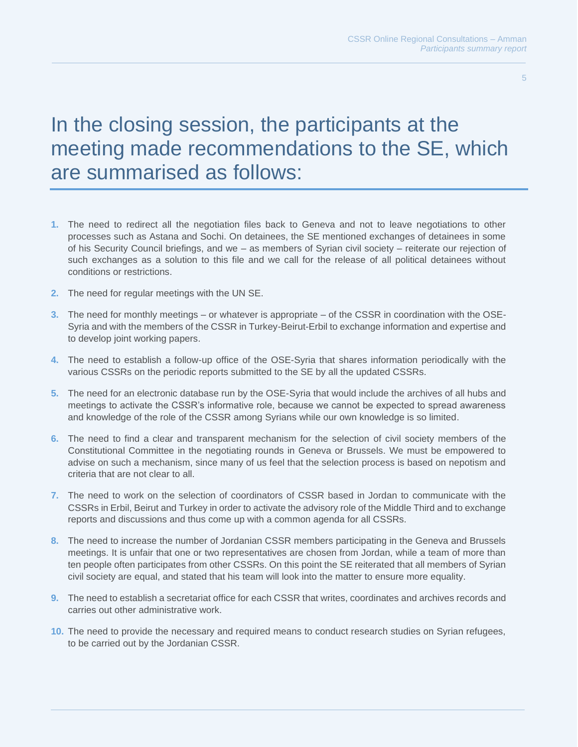# In the closing session, the participants at the meeting made recommendations to the SE, which are summarised as follows:

1. The need to redirect all the negotiation files back to Geneva and not to leave negotiations to other processes such as Astana and Sochi. On detainees, the SE mentioned exchanges of detainees in some of his Security Council briefings, and we – as members of Syrian civil society – reiterate our rejection of such exchanges as a solution to this file and we call for the release of all political detainees without conditions or restrictions.

2. The need for regular meetings with the UN SE.

3. The need for monthly meetings – or whatever is appropriate – of the CSSR in coordination with the OSE-Syria and with the members of the CSSR in Turkey-Beirut-Erbil to exchange information and expertise and to develop joint working papers.

4. The need to establish a follow-up office of the OSE-Syria that shares information periodically with the various CSSRs on the periodic reports submitted to the SE by all the updated CSSRs.

5. The need for an electronic database run by the OSE-Syria that would include the archives of all hubs and meetings to activate the CSSR's informative role, because we cannot be expected to spread awareness and knowledge of the role of the CSSR among Syrians while our own knowledge is so limited.

6. The need to find a clear and transparent mechanism for the selection of civil society members of the Constitutional Committee in the negotiating rounds in Geneva or Brussels. We must be empowered to advise on such a mechanism, since many of us feel that the selection process is based on nepotism and criteria that are not clear to all.

7. The need to work on the selection of coordinators of CSSR based in Jordan to communicate with the CSSRs in Erbil, Beirut and Turkey in order to activate the advisory role of the Middle Third and to exchange reports and discussions and thus come up with a common agenda for all CSSRs.

8. The need to increase the number of Jordanian CSSR members participating in the Geneva and Brussels meetings. It is unfair that one or two representatives are chosen from Jordan, while a team of more than ten people often participates from other CSSRs. On this point the SE reiterated that all members of Syrian civil society are equal, and stated that his team will look into the matter to ensure more equality.

9. The need to establish a secretariat office for each CSSR that writes, coordinates and archives records and carries out other administrative work.

10. The need to provide the necessary and required means to conduct research studies on Syrian refugees, to be carried out by the Jordanian CSSR.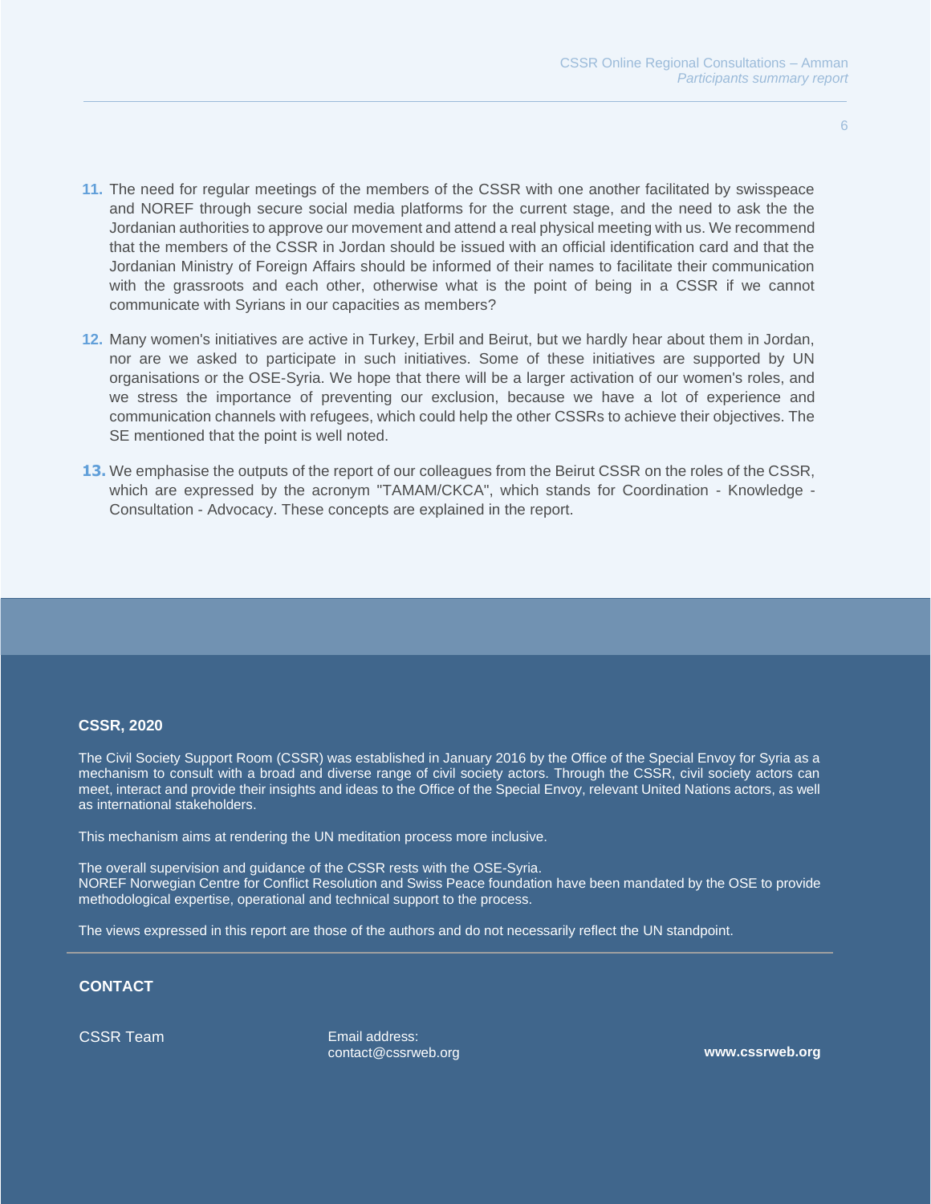11. The need for regular meetings of the members of the CSSR with one another facilitated by swisspeace and NOREF through secure social media platforms for the current stage, and the need to ask the the Jordanian authorities to approve our movement and attend a real physical meeting with us. We recommend that the members of the CSSR in Jordan should be issued with an official identification card and that the Jordanian Ministry of Foreign Affairs should be informed of their names to facilitate their communication with the grassroots and each other, otherwise what is the point of being in a CSSR if we cannot communicate with Syrians in our capacities as members?

12. Many women's initiatives are active in Turkey, Erbil and Beirut, but we hardly hear about them in Jordan, nor are we asked to participate in such initiatives. Some of these initiatives are supported by UN organisations or the OSE-Syria. We hope that there will be a larger activation of our women's roles, and we stress the importance of preventing our exclusion, because we have a lot of experience and communication channels with refugees, which could help the other CSSRs to achieve their objectives. The SE mentioned that the point is well noted.

13. We emphasise the outputs of the report of our colleagues from the Beirut CSSR on the roles of the CSSR, which are expressed by the acronym "TAMAM/CKCA", which stands for Coordination - Knowledge - Consultation - Advocacy. These concepts are explained in the report.

**CSSR, 2020**

The Civil Society Support Room (CSSR) was established in January 2016 by the Office of the Special Envoy for Syria as a mechanism to consult with a broad and diverse range of civil society actors. Through the CSSR, civil society actors can meet, interact and provide their insights and ideas to the Office of the Special Envoy, relevant United Nations actors, as well as international stakeholders.

This mechanism aims at rendering the UN meditation process more inclusive.

The overall supervision and guidance of the CSSR rests with the OSE-Syria.
NOREF Norwegian Centre for Conflict Resolution and Swiss Peace foundation have been mandated by the OSE to provide methodological expertise, operational and technical support to the process.

The views expressed in this report are those of the authors and do not necessarily reflect the UN standpoint.

**CONTACT**

CSSR Team

Email address:
contact@cssrweb.org

**www.cssrweb.org**